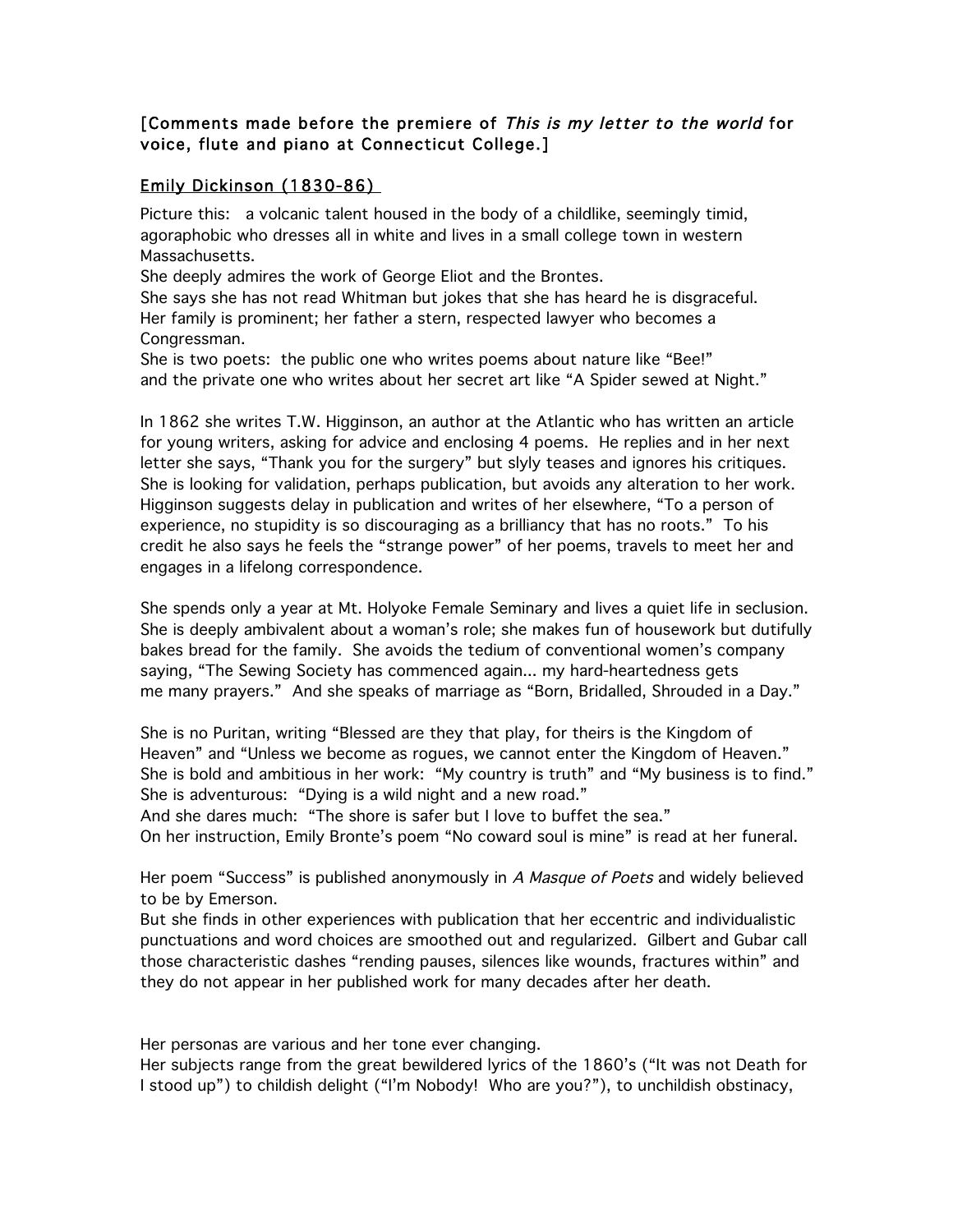**[Comments made before the premiere of *This is my letter to the world* for voice, flute and piano at Connecticut College.]**

## Emily Dickinson (1830-86)

Picture this: a volcanic talent housed in the body of a childlike, seemingly timid, agoraphobic who dresses all in white and lives in a small college town in western Massachusetts.
She deeply admires the work of George Eliot and the Brontes.
She says she has not read Whitman but jokes that she has heard he is disgraceful.
Her family is prominent; her father a stern, respected lawyer who becomes a Congressman.
She is two poets: the public one who writes poems about nature like "Bee!" and the private one who writes about her secret art like "A Spider sewed at Night."

In 1862 she writes T.W. Higginson, an author at the Atlantic who has written an article for young writers, asking for advice and enclosing 4 poems. He replies and in her next letter she says, "Thank you for the surgery" but slyly teases and ignores his critiques. She is looking for validation, perhaps publication, but avoids any alteration to her work. Higginson suggests delay in publication and writes of her elsewhere, "To a person of experience, no stupidity is so discouraging as a brilliancy that has no roots." To his credit he also says he feels the "strange power" of her poems, travels to meet her and engages in a lifelong correspondence.

She spends only a year at Mt. Holyoke Female Seminary and lives a quiet life in seclusion. She is deeply ambivalent about a woman's role; she makes fun of housework but dutifully bakes bread for the family. She avoids the tedium of conventional women's company saying, "The Sewing Society has commenced again... my hard-heartedness gets me many prayers." And she speaks of marriage as "Born, Bridalled, Shrouded in a Day."

She is no Puritan, writing "Blessed are they that play, for theirs is the Kingdom of Heaven" and "Unless we become as rogues, we cannot enter the Kingdom of Heaven."
She is bold and ambitious in her work: "My country is truth" and "My business is to find."
She is adventurous: "Dying is a wild night and a new road."
And she dares much: "The shore is safer but I love to buffet the sea."
On her instruction, Emily Bronte's poem "No coward soul is mine" is read at her funeral.

Her poem "Success" is published anonymously in *A Masque of Poets* and widely believed to be by Emerson.
But she finds in other experiences with publication that her eccentric and individualistic punctuations and word choices are smoothed out and regularized. Gilbert and Gubar call those characteristic dashes "rending pauses, silences like wounds, fractures within" and they do not appear in her published work for many decades after her death.

Her personas are various and her tone ever changing.
Her subjects range from the great bewildered lyrics of the 1860's ("It was not Death for I stood up") to childish delight ("I'm Nobody! Who are you?"), to unchildish obstinacy,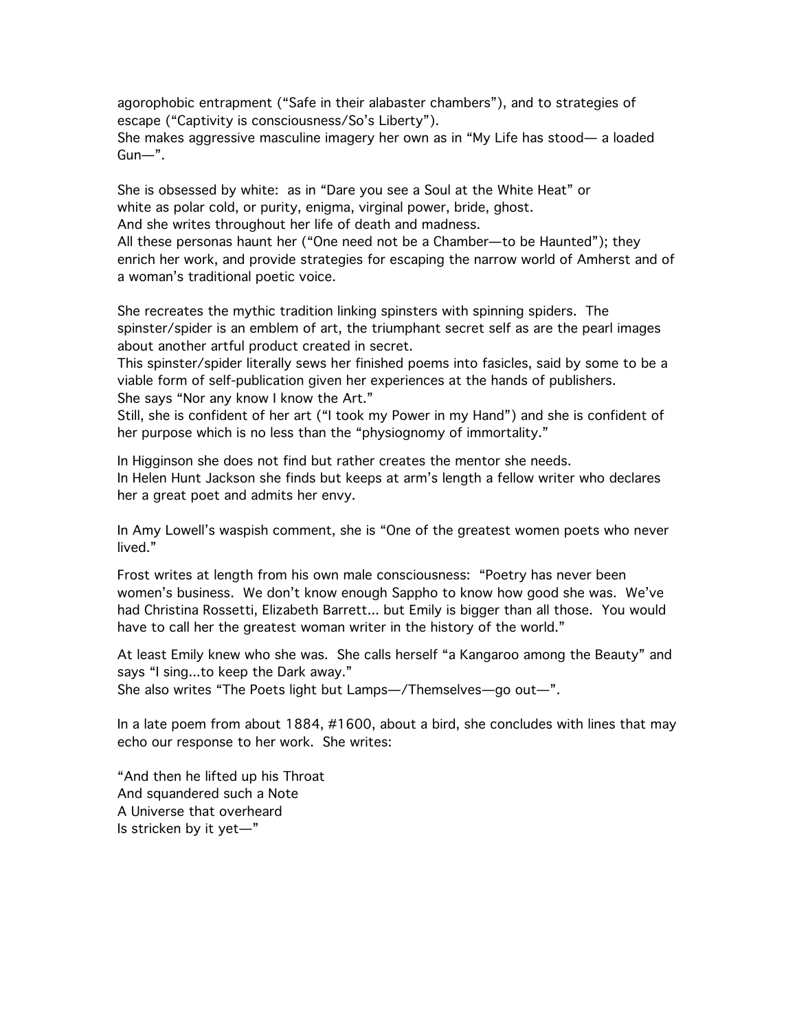agorophobic entrapment ("Safe in their alabaster chambers"), and to strategies of escape ("Captivity is consciousness/So's Liberty").
She makes aggressive masculine imagery her own as in "My Life has stood— a loaded Gun—".

She is obsessed by white: as in "Dare you see a Soul at the White Heat" or white as polar cold, or purity, enigma, virginal power, bride, ghost.
And she writes throughout her life of death and madness.
All these personas haunt her ("One need not be a Chamber—to be Haunted"); they enrich her work, and provide strategies for escaping the narrow world of Amherst and of a woman's traditional poetic voice.

She recreates the mythic tradition linking spinsters with spinning spiders. The spinster/spider is an emblem of art, the triumphant secret self as are the pearl images about another artful product created in secret.
This spinster/spider literally sews her finished poems into fasicles, said by some to be a viable form of self-publication given her experiences at the hands of publishers.
She says "Nor any know I know the Art."
Still, she is confident of her art ("I took my Power in my Hand") and she is confident of her purpose which is no less than the "physiognomy of immortality."

In Higginson she does not find but rather creates the mentor she needs.
In Helen Hunt Jackson she finds but keeps at arm's length a fellow writer who declares her a great poet and admits her envy.

In Amy Lowell's waspish comment, she is "One of the greatest women poets who never lived."

Frost writes at length from his own male consciousness: "Poetry has never been women's business. We don't know enough Sappho to know how good she was. We've had Christina Rossetti, Elizabeth Barrett... but Emily is bigger than all those. You would have to call her the greatest woman writer in the history of the world."

At least Emily knew who she was. She calls herself "a Kangaroo among the Beauty" and says "I sing...to keep the Dark away."
She also writes "The Poets light but Lamps—/Themselves—go out—".

In a late poem from about 1884, #1600, about a bird, she concludes with lines that may echo our response to her work. She writes:

"And then he lifted up his Throat
And squandered such a Note
A Universe that overheard
Is stricken by it yet—"